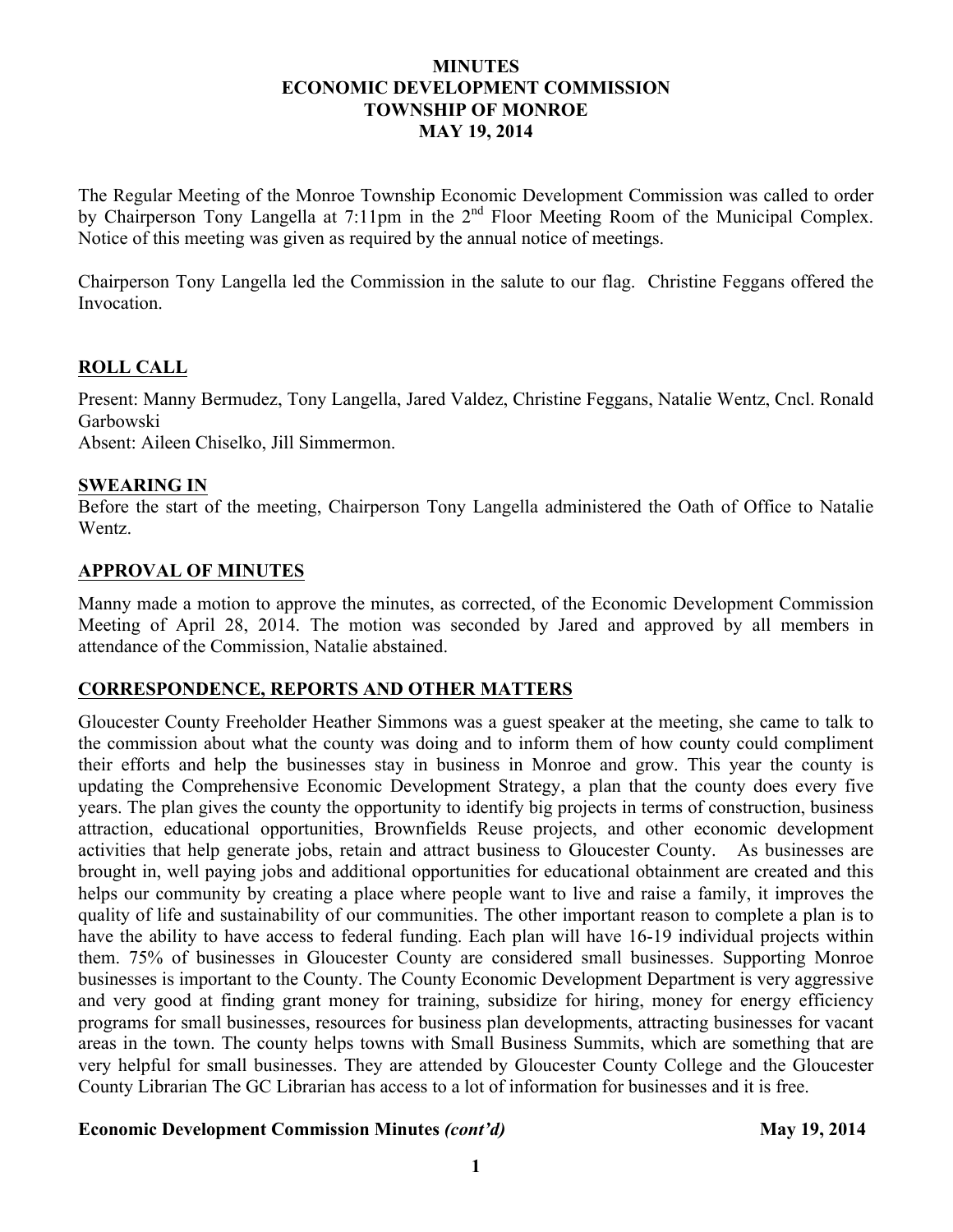# MINUTES
# ECONOMIC DEVELOPMENT COMMISSION
# TOWNSHIP OF MONROE
# MAY 19, 2014

The Regular Meeting of the Monroe Township Economic Development Commission was called to order by Chairperson Tony Langella at 7:11pm in the 2nd Floor Meeting Room of the Municipal Complex. Notice of this meeting was given as required by the annual notice of meetings.

Chairperson Tony Langella led the Commission in the salute to our flag. Christine Feggans offered the Invocation.

## ROLL CALL

Present: Manny Bermudez, Tony Langella, Jared Valdez, Christine Feggans, Natalie Wentz, Cncl. Ronald Garbowski
Absent: Aileen Chiselko, Jill Simmermon.

## SWEARING IN

Before the start of the meeting, Chairperson Tony Langella administered the Oath of Office to Natalie Wentz.

## APPROVAL OF MINUTES

Manny made a motion to approve the minutes, as corrected, of the Economic Development Commission Meeting of April 28, 2014. The motion was seconded by Jared and approved by all members in attendance of the Commission, Natalie abstained.

## CORRESPONDENCE, REPORTS AND OTHER MATTERS

Gloucester County Freeholder Heather Simmons was a guest speaker at the meeting, she came to talk to the commission about what the county was doing and to inform them of how county could compliment their efforts and help the businesses stay in business in Monroe and grow. This year the county is updating the Comprehensive Economic Development Strategy, a plan that the county does every five years. The plan gives the county the opportunity to identify big projects in terms of construction, business attraction, educational opportunities, Brownfields Reuse projects, and other economic development activities that help generate jobs, retain and attract business to Gloucester County. As businesses are brought in, well paying jobs and additional opportunities for educational obtainment are created and this helps our community by creating a place where people want to live and raise a family, it improves the quality of life and sustainability of our communities. The other important reason to complete a plan is to have the ability to have access to federal funding. Each plan will have 16-19 individual projects within them. 75% of businesses in Gloucester County are considered small businesses. Supporting Monroe businesses is important to the County. The County Economic Development Department is very aggressive and very good at finding grant money for training, subsidize for hiring, money for energy efficiency programs for small businesses, resources for business plan developments, attracting businesses for vacant areas in the town. The county helps towns with Small Business Summits, which are something that are very helpful for small businesses. They are attended by Gloucester County College and the Gloucester County Librarian The GC Librarian has access to a lot of information for businesses and it is free.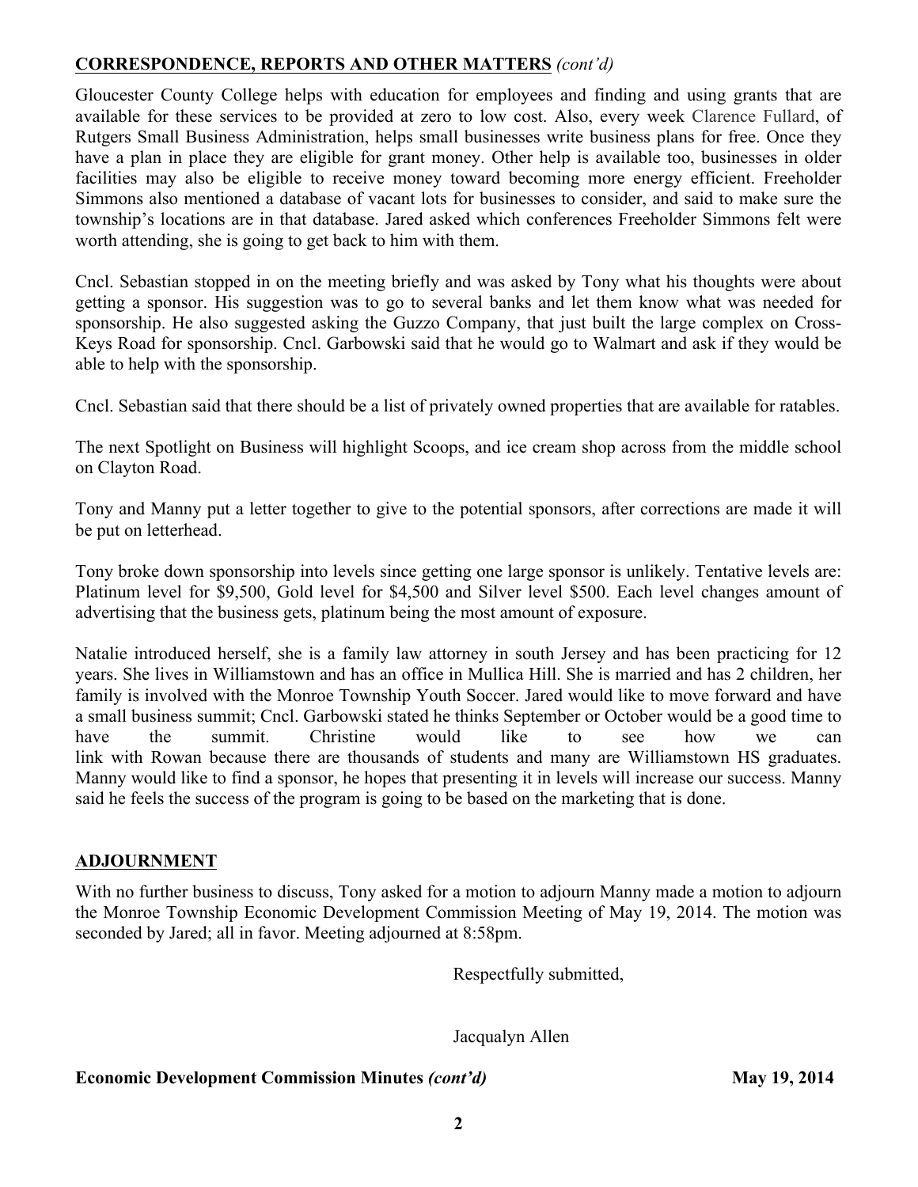## CORRESPONDENCE, REPORTS AND OTHER MATTERS *(cont'd)*

Gloucester County College helps with education for employees and finding and using grants that are available for these services to be provided at zero to low cost. Also, every week Clarence Fullard, of Rutgers Small Business Administration, helps small businesses write business plans for free. Once they have a plan in place they are eligible for grant money. Other help is available too, businesses in older facilities may also be eligible to receive money toward becoming more energy efficient. Freeholder Simmons also mentioned a database of vacant lots for businesses to consider, and said to make sure the township's locations are in that database. Jared asked which conferences Freeholder Simmons felt were worth attending, she is going to get back to him with them.

Cncl. Sebastian stopped in on the meeting briefly and was asked by Tony what his thoughts were about getting a sponsor. His suggestion was to go to several banks and let them know what was needed for sponsorship. He also suggested asking the Guzzo Company, that just built the large complex on Cross-Keys Road for sponsorship. Cncl. Garbowski said that he would go to Walmart and ask if they would be able to help with the sponsorship.

Cncl. Sebastian said that there should be a list of privately owned properties that are available for ratables.

The next Spotlight on Business will highlight Scoops, and ice cream shop across from the middle school on Clayton Road.

Tony and Manny put a letter together to give to the potential sponsors, after corrections are made it will be put on letterhead.

Tony broke down sponsorship into levels since getting one large sponsor is unlikely. Tentative levels are: Platinum level for $9,500, Gold level for $4,500 and Silver level $500. Each level changes amount of advertising that the business gets, platinum being the most amount of exposure.

Natalie introduced herself, she is a family law attorney in south Jersey and has been practicing for 12 years. She lives in Williamstown and has an office in Mullica Hill. She is married and has 2 children, her family is involved with the Monroe Township Youth Soccer. Jared would like to move forward and have a small business summit; Cncl. Garbowski stated he thinks September or October would be a good time to have the summit. Christine would like to see how we can link with Rowan because there are thousands of students and many are Williamstown HS graduates. Manny would like to find a sponsor, he hopes that presenting it in levels will increase our success. Manny said he feels the success of the program is going to be based on the marketing that is done.

## ADJOURNMENT

With no further business to discuss, Tony asked for a motion to adjourn Manny made a motion to adjourn the Monroe Township Economic Development Commission Meeting of May 19, 2014. The motion was seconded by Jared; all in favor. Meeting adjourned at 8:58pm.

Respectfully submitted,

Jacqualyn Allen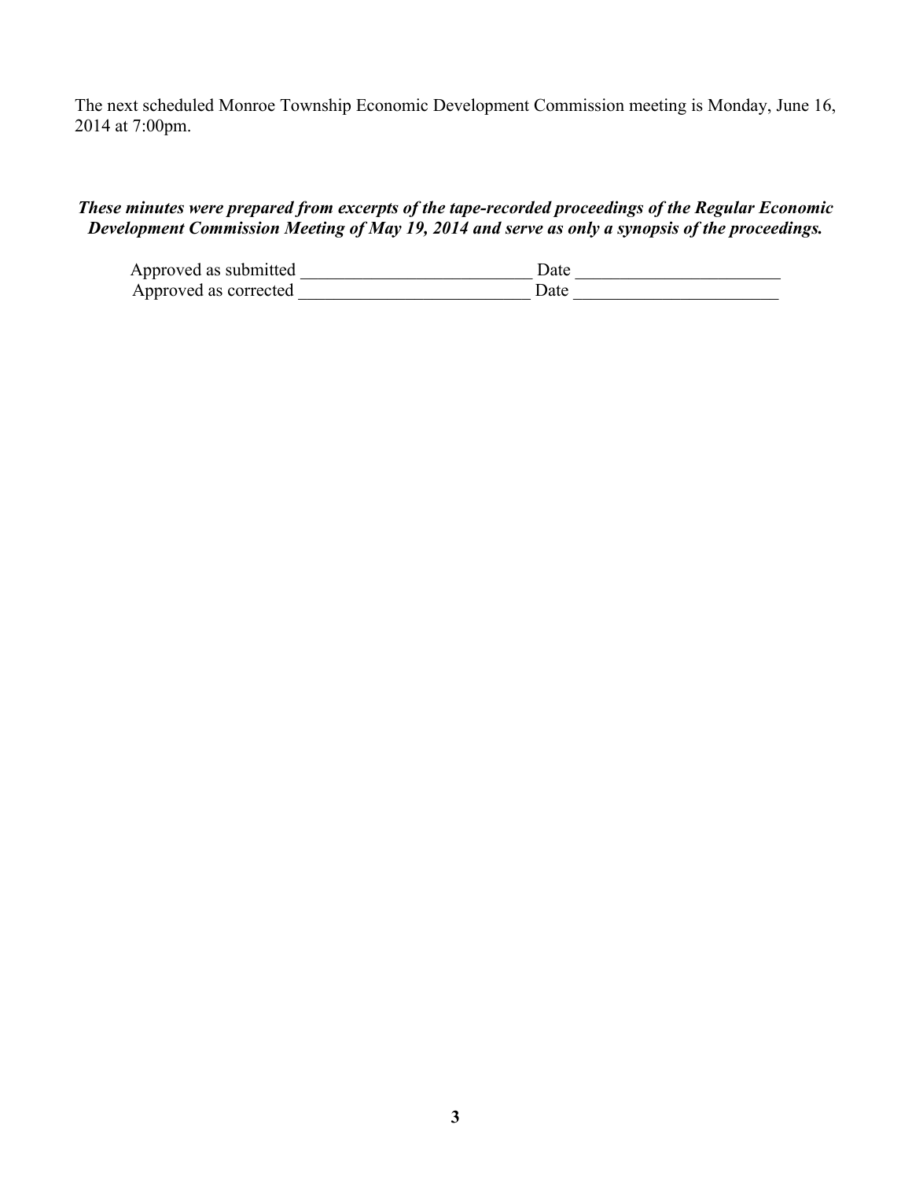The next scheduled Monroe Township Economic Development Commission meeting is Monday, June 16, 2014 at 7:00pm.

***These minutes were prepared from excerpts of the tape-recorded proceedings of the Regular Economic Development Commission Meeting of May 19, 2014 and serve as only a synopsis of the proceedings.***

Approved as submitted __________________________ Date _______________________

Approved as corrected __________________________ Date _______________________